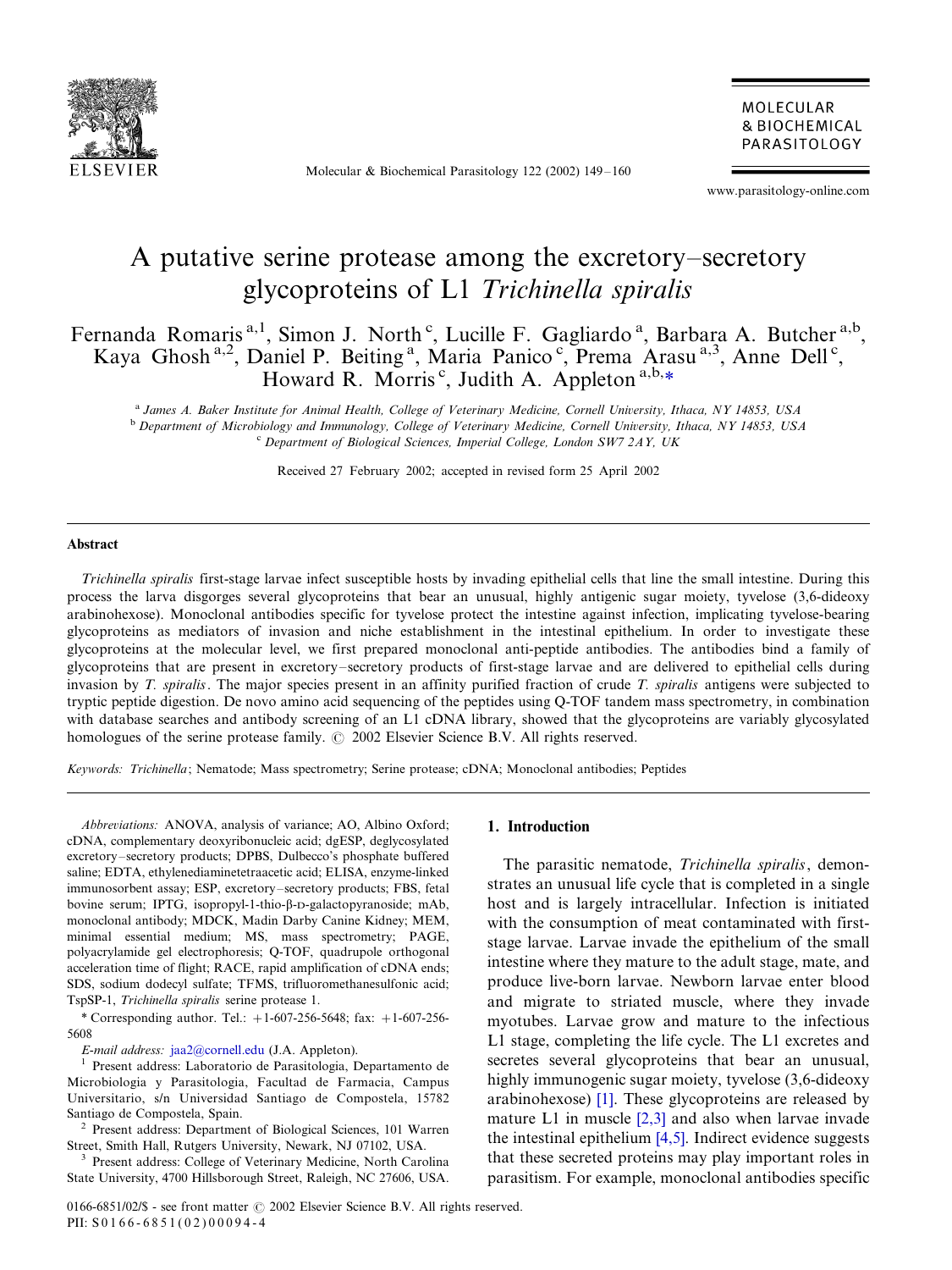# A putative serine protease among the excretory–secretory glycoproteins of L1 *Trichinella spiralis*

Fernanda Romaris [a,1], Simon J. North [c], Lucille F. Gagliardo [a], Barbara A. Butcher [a,b], Kaya Ghosh [a,2], Daniel P. Beiting [a], Maria Panico [c], Prema Arasu [a,3], Anne Dell [c], Howard R. Morris [c], Judith A. Appleton [a,b,*]

[a] James A. Baker Institute for Animal Health, College of Veterinary Medicine, Cornell University, Ithaca, NY 14853, USA

[b] Department of Microbiology and Immunology, College of Veterinary Medicine, Cornell University, Ithaca, NY 14853, USA

[c] Department of Biological Sciences, Imperial College, London SW7 2AY, UK

Received 27 February 2002; accepted in revised form 25 April 2002

## Abstract

*Trichinella spiralis* first-stage larvae infect susceptible hosts by invading epithelial cells that line the small intestine. During this process the larva disgorges several glycoproteins that bear an unusual, highly antigenic sugar moiety, tyvelose (3,6-dideoxy arabinohexose). Monoclonal antibodies specific for tyvelose protect the intestine against infection, implicating tyvelose-bearing glycoproteins as mediators of invasion and niche establishment in the intestinal epithelium. In order to investigate these glycoproteins at the molecular level, we first prepared monoclonal anti-peptide antibodies. The antibodies bind a family of glycoproteins that are present in excretory–secretory products of first-stage larvae and are delivered to epithelial cells during invasion by *T. spiralis*. The major species present in an affinity purified fraction of crude *T. spiralis* antigens were subjected to tryptic peptide digestion. De novo amino acid sequencing of the peptides using Q-TOF tandem mass spectrometry, in combination with database searches and antibody screening of an L1 cDNA library, showed that the glycoproteins are variably glycosylated homologues of the serine protease family. © 2002 Elsevier Science B.V. All rights reserved.

*Keywords:* *Trichinella*; Nematode; Mass spectrometry; Serine protease; cDNA; Monoclonal antibodies; Peptides

## 1. Introduction

The parasitic nematode, *Trichinella spiralis*, demonstrates an unusual life cycle that is completed in a single host and is largely intracellular. Infection is initiated with the consumption of meat contaminated with first-stage larvae. Larvae invade the epithelium of the small intestine where they mature to the adult stage, mate, and produce live-born larvae. Newborn larvae enter blood and migrate to striated muscle, where they invade myotubes. Larvae grow and mature to the infectious L1 stage, completing the life cycle. The L1 excretes and secretes several glycoproteins that bear an unusual, highly immunogenic sugar moiety, tyvelose (3,6-dideoxy arabinohexose) [1]. These glycoproteins are released by mature L1 in muscle [2,3] and also when larvae invade the intestinal epithelium [4,5]. Indirect evidence suggests that these secreted proteins may play important roles in parasitism. For example, monoclonal antibodies specific

*Abbreviations:* ANOVA, analysis of variance; AO, Albino Oxford; cDNA, complementary deoxyribonucleic acid; dgESP, deglycosylated excretory–secretory products; DPBS, Dulbecco's phosphate buffered saline; EDTA, ethylenediaminetetraacetic acid; ELISA, enzyme-linked immunosorbent assay; ESP, excretory–secretory products; FBS, fetal bovine serum; IPTG, isopropyl-1-thio-β-D-galactopyranoside; mAb, monoclonal antibody; MDCK, Madin Darby Canine Kidney; MEM, minimal essential medium; MS, mass spectrometry; PAGE, polyacrylamide gel electrophoresis; Q-TOF, quadrupole orthogonal acceleration time of flight; RACE, rapid amplification of cDNA ends; SDS, sodium dodecyl sulfate; TFMS, trifluoromethanesulfonic acid; TspSP-1, *Trichinella spiralis* serine protease 1.

\* Corresponding author. Tel.: +1-607-256-5648; fax: +1-607-256-5608

*E-mail address:* jaa2@cornell.edu (J.A. Appleton).

[1] Present address: Laboratorio de Parasitologia, Departamento de Microbiologia y Parasitologia, Facultad de Farmacia, Campus Universitario, s/n Universidad Santiago de Compostela, 15782 Santiago de Compostela, Spain.

[2] Present address: Department of Biological Sciences, 101 Warren Street, Smith Hall, Rutgers University, Newark, NJ 07102, USA.

[3] Present address: College of Veterinary Medicine, North Carolina State University, 4700 Hillsborough Street, Raleigh, NC 27606, USA.

0166-6851/02/$ - see front matter © 2002 Elsevier Science B.V. All rights reserved.
PII: S0166-6851(02)00094-4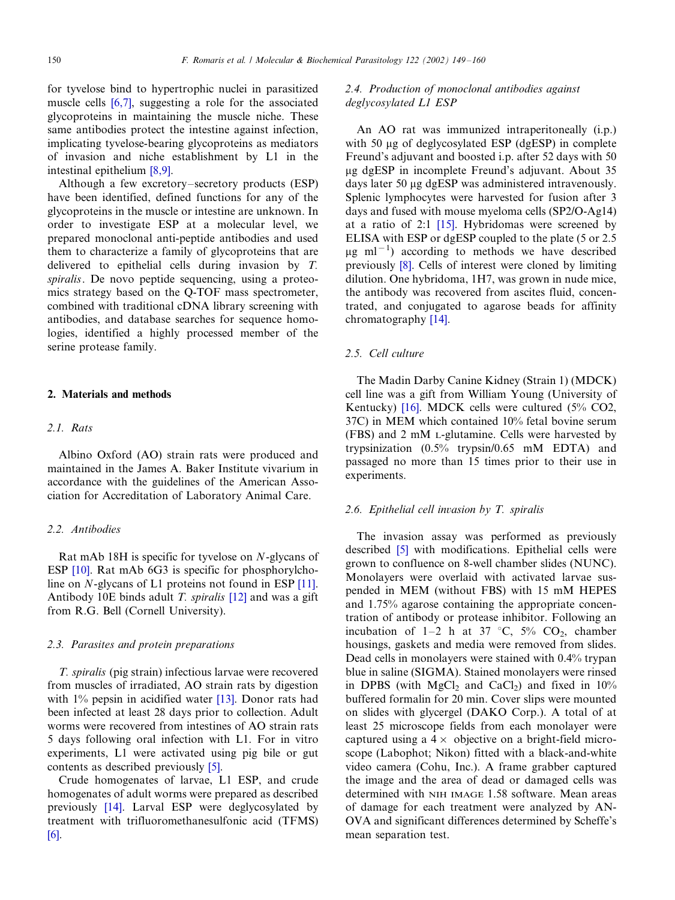for tyvelose bind to hypertrophic nuclei in parasitized muscle cells [6,7], suggesting a role for the associated glycoproteins in maintaining the muscle niche. These same antibodies protect the intestine against infection, implicating tyvelose-bearing glycoproteins as mediators of invasion and niche establishment by L1 in the intestinal epithelium [8,9].

Although a few excretory–secretory products (ESP) have been identified, defined functions for any of the glycoproteins in the muscle or intestine are unknown. In order to investigate ESP at a molecular level, we prepared monoclonal anti-peptide antibodies and used them to characterize a family of glycoproteins that are delivered to epithelial cells during invasion by *T. spiralis*. De novo peptide sequencing, using a proteomics strategy based on the Q-TOF mass spectrometer, combined with traditional cDNA library screening with antibodies, and database searches for sequence homologies, identified a highly processed member of the serine protease family.

## 2. Materials and methods

### 2.1. Rats

Albino Oxford (AO) strain rats were produced and maintained in the James A. Baker Institute vivarium in accordance with the guidelines of the American Association for Accreditation of Laboratory Animal Care.

### 2.2. Antibodies

Rat mAb 18H is specific for tyvelose on *N*-glycans of ESP [10]. Rat mAb 6G3 is specific for phosphorylcholine on *N*-glycans of L1 proteins not found in ESP [11]. Antibody 10E binds adult *T. spiralis* [12] and was a gift from R.G. Bell (Cornell University).

### 2.3. Parasites and protein preparations

*T. spiralis* (pig strain) infectious larvae were recovered from muscles of irradiated, AO strain rats by digestion with 1% pepsin in acidified water [13]. Donor rats had been infected at least 28 days prior to collection. Adult worms were recovered from intestines of AO strain rats 5 days following oral infection with L1. For in vitro experiments, L1 were activated using pig bile or gut contents as described previously [5].

Crude homogenates of larvae, L1 ESP, and crude homogenates of adult worms were prepared as described previously [14]. Larval ESP were deglycosylated by treatment with trifluoromethanesulfonic acid (TFMS) [6].

### 2.4. Production of monoclonal antibodies against deglycosylated L1 ESP

An AO rat was immunized intraperitoneally (i.p.) with 50 μg of deglycosylated ESP (dgESP) in complete Freund's adjuvant and boosted i.p. after 52 days with 50 μg dgESP in incomplete Freund's adjuvant. About 35 days later 50 μg dgESP was administered intravenously. Splenic lymphocytes were harvested for fusion after 3 days and fused with mouse myeloma cells (SP2/O-Ag14) at a ratio of 2:1 [15]. Hybridomas were screened by ELISA with ESP or dgESP coupled to the plate (5 or 2.5 μg $ml^{-1}$) according to methods we have described previously [8]. Cells of interest were cloned by limiting dilution. One hybridoma, 1H7, was grown in nude mice, the antibody was recovered from ascites fluid, concentrated, and conjugated to agarose beads for affinity chromatography [14].

### 2.5. Cell culture

The Madin Darby Canine Kidney (Strain 1) (MDCK) cell line was a gift from William Young (University of Kentucky) [16]. MDCK cells were cultured (5% CO2, 37C) in MEM which contained 10% fetal bovine serum (FBS) and 2 mM L-glutamine. Cells were harvested by trypsinization (0.5% trypsin/0.65 mM EDTA) and passaged no more than 15 times prior to their use in experiments.

### 2.6. Epithelial cell invasion by *T. spiralis*

The invasion assay was performed as previously described [5] with modifications. Epithelial cells were grown to confluence on 8-well chamber slides (NUNC). Monolayers were overlaid with activated larvae suspended in MEM (without FBS) with 15 mM HEPES and 1.75% agarose containing the appropriate concentration of antibody or protease inhibitor. Following an incubation of 1–2 h at 37 °C, 5% $CO_2$, chamber housings, gaskets and media were removed from slides. Dead cells in monolayers were stained with 0.4% trypan blue in saline (SIGMA). Stained monolayers were rinsed in DPBS (with $MgCl_2$ and $CaCl_2$) and fixed in 10% buffered formalin for 20 min. Cover slips were mounted on slides with glycergel (DAKO Corp.). A total of at least 25 microscope fields from each monolayer were captured using a 4 × objective on a bright-field microscope (Labophot; Nikon) fitted with a black-and-white video camera (Cohu, Inc.). A frame grabber captured the image and the area of dead or damaged cells was determined with NIH IMAGE 1.58 software. Mean areas of damage for each treatment were analyzed by ANOVA and significant differences determined by Scheffe's mean separation test.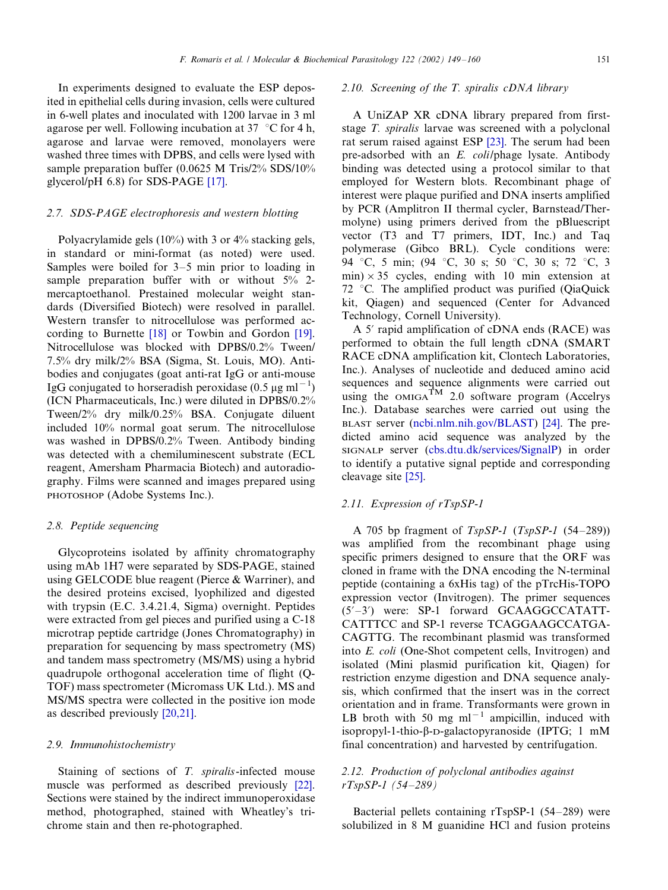In experiments designed to evaluate the ESP deposited in epithelial cells during invasion, cells were cultured in 6-well plates and inoculated with 1200 larvae in 3 ml agarose per well. Following incubation at 37 °C for 4 h, agarose and larvae were removed, monolayers were washed three times with DPBS, and cells were lysed with sample preparation buffer (0.0625 M Tris/2% SDS/10% glycerol/pH 6.8) for SDS-PAGE [17].

### 2.7. SDS-PAGE electrophoresis and western blotting

Polyacrylamide gels (10%) with 3 or 4% stacking gels, in standard or mini-format (as noted) were used. Samples were boiled for 3–5 min prior to loading in sample preparation buffer with or without 5% 2-mercaptoethanol. Prestained molecular weight standards (Diversified Biotech) were resolved in parallel. Western transfer to nitrocellulose was performed according to Burnette [18] or Towbin and Gordon [19]. Nitrocellulose was blocked with DPBS/0.2% Tween/7.5% dry milk/2% BSA (Sigma, St. Louis, MO). Antibodies and conjugates (goat anti-rat IgG or anti-mouse IgG conjugated to horseradish peroxidase (0.5 μg ml$^{-1}$) (ICN Pharmaceuticals, Inc.) were diluted in DPBS/0.2% Tween/2% dry milk/0.25% BSA. Conjugate diluent included 10% normal goat serum. The nitrocellulose was washed in DPBS/0.2% Tween. Antibody binding was detected with a chemiluminescent substrate (ECL reagent, Amersham Pharmacia Biotech) and autoradiography. Films were scanned and images prepared using PHOTOSHOP (Adobe Systems Inc.).

### 2.8. Peptide sequencing

Glycoproteins isolated by affinity chromatography using mAb 1H7 were separated by SDS-PAGE, stained using GELCODE blue reagent (Pierce & Warriner), and the desired proteins excised, lyophilized and digested with trypsin (E.C. 3.4.21.4, Sigma) overnight. Peptides were extracted from gel pieces and purified using a C-18 microtrap peptide cartridge (Jones Chromatography) in preparation for sequencing by mass spectrometry (MS) and tandem mass spectrometry (MS/MS) using a hybrid quadrupole orthogonal acceleration time of flight (Q-TOF) mass spectrometer (Micromass UK Ltd.). MS and MS/MS spectra were collected in the positive ion mode as described previously [20,21].

### 2.9. Immunohistochemistry

Staining of sections of *T. spiralis*-infected mouse muscle was performed as described previously [22]. Sections were stained by the indirect immunoperoxidase method, photographed, stained with Wheatley's trichrome stain and then re-photographed.

### 2.10. Screening of the *T. spiralis* cDNA library

A UniZAP XR cDNA library prepared from first-stage *T. spiralis* larvae was screened with a polyclonal rat serum raised against ESP [23]. The serum had been pre-adsorbed with an *E. coli*/phage lysate. Antibody binding was detected using a protocol similar to that employed for Western blots. Recombinant phage of interest were plaque purified and DNA inserts amplified by PCR (Amplitron II thermal cycler, Barnstead/Thermolyne) using primers derived from the pBluescript vector (T3 and T7 primers, IDT, Inc.) and Taq polymerase (Gibco BRL). Cycle conditions were: 94 °C, 5 min; (94 °C, 30 s; 50 °C, 30 s; 72 °C, 3 min) × 35 cycles, ending with 10 min extension at 72 °C. The amplified product was purified (QiaQuick kit, Qiagen) and sequenced (Center for Advanced Technology, Cornell University).

A 5′ rapid amplification of cDNA ends (RACE) was performed to obtain the full length cDNA (SMART RACE cDNA amplification kit, Clontech Laboratories, Inc.). Analyses of nucleotide and deduced amino acid sequences and sequence alignments were carried out using the OMIGA$^{TM}$ 2.0 software program (Accelrys Inc.). Database searches were carried out using the BLAST server (ncbi.nlm.nih.gov/BLAST) [24]. The predicted amino acid sequence was analyzed by the SIGNALP server (cbs.dtu.dk/services/SignalP) in order to identify a putative signal peptide and corresponding cleavage site [25].

### 2.11. Expression of rTspSP-1

A 705 bp fragment of *TspSP-1* (*TspSP-1* (54–289)) was amplified from the recombinant phage using specific primers designed to ensure that the ORF was cloned in frame with the DNA encoding the N-terminal peptide (containing a 6xHis tag) of the pTrcHis-TOPO expression vector (Invitrogen). The primer sequences (5′–3′) were: SP-1 forward GCAAGGCCATATTCATTTCC and SP-1 reverse TCAGGAAGCCATGACAGTTG. The recombinant plasmid was transformed into *E. coli* (One-Shot competent cells, Invitrogen) and isolated (Mini plasmid purification kit, Qiagen) for restriction enzyme digestion and DNA sequence analysis, which confirmed that the insert was in the correct orientation and in frame. Transformants were grown in LB broth with 50 mg ml$^{-1}$ ampicillin, induced with isopropyl-1-thio-β-D-galactopyranoside (IPTG; 1 mM final concentration) and harvested by centrifugation.

### 2.12. Production of polyclonal antibodies against rTspSP-1 (54–289)

Bacterial pellets containing rTspSP-1 (54–289) were solubilized in 8 M guanidine HCl and fusion proteins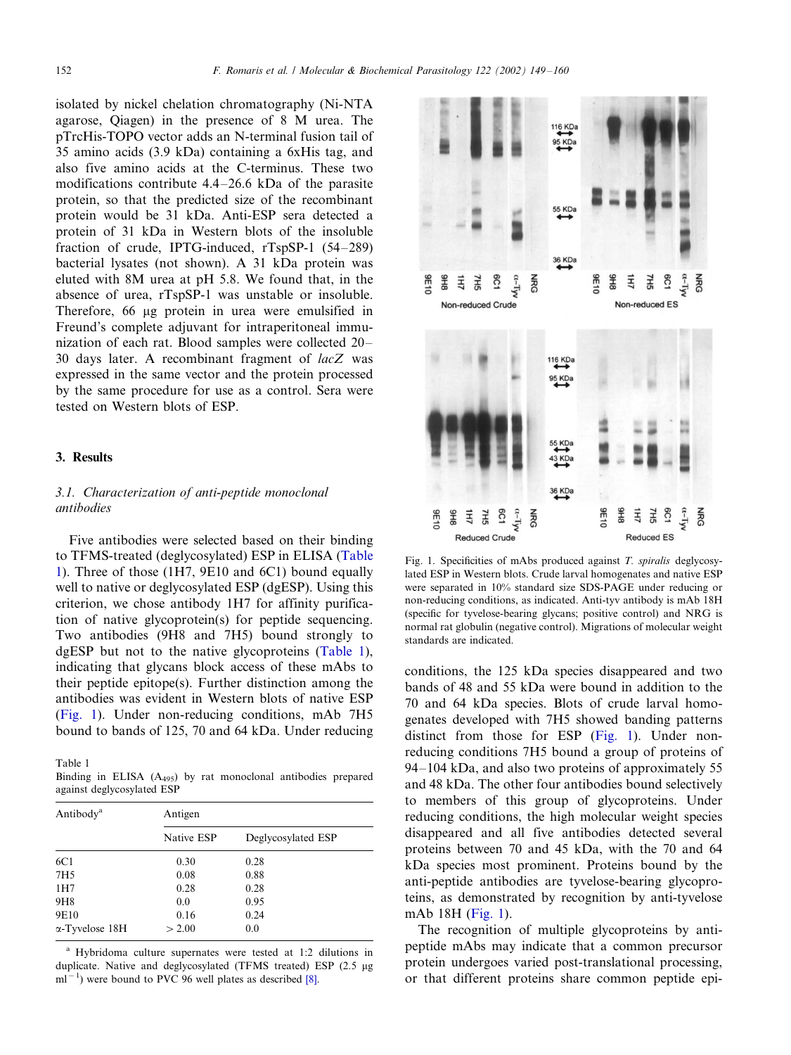isolated by nickel chelation chromatography (Ni-NTA agarose, Qiagen) in the presence of 8 M urea. The pTrcHis-TOPO vector adds an N-terminal fusion tail of 35 amino acids (3.9 kDa) containing a 6xHis tag, and also five amino acids at the C-terminus. These two modifications contribute 4.4–26.6 kDa of the parasite protein, so that the predicted size of the recombinant protein would be 31 kDa. Anti-ESP sera detected a protein of 31 kDa in Western blots of the insoluble fraction of crude, IPTG-induced, rTspSP-1 (54–289) bacterial lysates (not shown). A 31 kDa protein was eluted with 8M urea at pH 5.8. We found that, in the absence of urea, rTspSP-1 was unstable or insoluble. Therefore, 66 μg protein in urea were emulsified in Freund's complete adjuvant for intraperitoneal immunization of each rat. Blood samples were collected 20–30 days later. A recombinant fragment of *lacZ* was expressed in the same vector and the protein processed by the same procedure for use as a control. Sera were tested on Western blots of ESP.

## 3. Results

### 3.1. Characterization of anti-peptide monoclonal antibodies

Five antibodies were selected based on their binding to TFMS-treated (deglycosylated) ESP in ELISA (Table 1). Three of those (1H7, 9E10 and 6C1) bound equally well to native or deglycosylated ESP (dgESP). Using this criterion, we chose antibody 1H7 for affinity purification of native glycoprotein(s) for peptide sequencing. Two antibodies (9H8 and 7H5) bound strongly to dgESP but not to the native glycoproteins (Table 1), indicating that glycans block access of these mAbs to their peptide epitope(s). Further distinction among the antibodies was evident in Western blots of native ESP (Fig. 1). Under non-reducing conditions, mAb 7H5 bound to bands of 125, 70 and 64 kDa. Under reducing conditions, the 125 kDa species disappeared and two bands of 48 and 55 kDa were bound in addition to the 70 and 64 kDa species. Blots of crude larval homogenates developed with 7H5 showed banding patterns distinct from those for ESP (Fig. 1). Under non-reducing conditions 7H5 bound a group of proteins of 94–104 kDa, and also two proteins of approximately 55 and 48 kDa. The other four antibodies bound selectively to members of this group of glycoproteins. Under reducing conditions, the high molecular weight species disappeared and all five antibodies detected several proteins between 70 and 45 kDa, with the 70 and 64 kDa species most prominent. Proteins bound by the anti-peptide antibodies are tyvelose-bearing glycoproteins, as demonstrated by recognition by anti-tyvelose mAb 18H (Fig. 1).

The recognition of multiple glycoproteins by anti-peptide mAbs may indicate that a common precursor protein undergoes varied post-translational processing, or that different proteins share common peptide epi-

Table 1
Binding in ELISA ($A_{495}$) by rat monoclonal antibodies prepared against deglycosylated ESP

| Antibody[a] | Antigen | |
|---|---|---|
| | Native ESP | Deglycosylated ESP |
| 6C1 | 0.30 | 0.28 |
| 7H5 | 0.08 | 0.88 |
| 1H7 | 0.28 | 0.28 |
| 9H8 | 0.0 | 0.95 |
| 9E10 | 0.16 | 0.24 |
| α-Tyvelose 18H | > 2.00 | 0.0 |

[a] Hybridoma culture supernates were tested at 1:2 dilutions in duplicate. Native and deglycosylated (TFMS treated) ESP (2.5 μg ml$^{-1}$) were bound to PVC 96 well plates as described [8].

Fig. 1. Specificities of mAbs produced against *T. spiralis* deglycosylated ESP in Western blots. Crude larval homogenates and native ESP were separated in 10% standard size SDS-PAGE under reducing or non-reducing conditions, as indicated. Anti-tyv antibody is mAb 18H (specific for tyvelose-bearing glycans; positive control) and NRG is normal rat globulin (negative control). Migrations of molecular weight standards are indicated.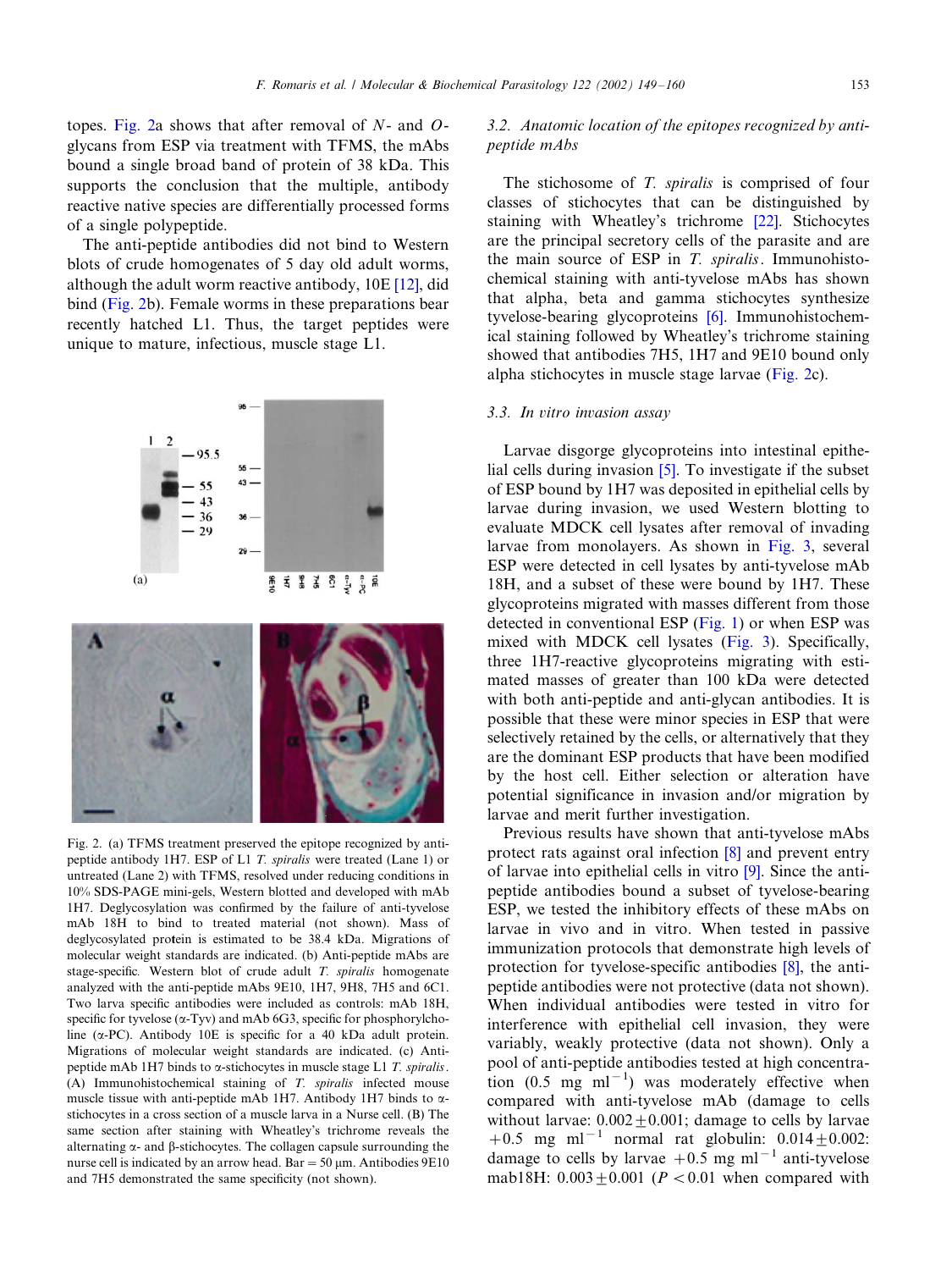topes. Fig. 2a shows that after removal of *N*- and *O*-glycans from ESP via treatment with TFMS, the mAbs bound a single broad band of protein of 38 kDa. This supports the conclusion that the multiple, antibody reactive native species are differentially processed forms of a single polypeptide.

The anti-peptide antibodies did not bind to Western blots of crude homogenates of 5 day old adult worms, although the adult worm reactive antibody, 10E [12], did bind (Fig. 2b). Female worms in these preparations bear recently hatched L1. Thus, the target peptides were unique to mature, infectious, muscle stage L1.

Fig. 2. (a) TFMS treatment preserved the epitope recognized by anti-peptide antibody 1H7. ESP of L1 *T. spiralis* were treated (Lane 1) or untreated (Lane 2) with TFMS, resolved under reducing conditions in 10% SDS-PAGE mini-gels, Western blotted and developed with mAb 1H7. Deglycosylation was confirmed by the failure of anti-tyvelose mAb 18H to bind to treated material (not shown). Mass of deglycosylated protein is estimated to be 38.4 kDa. Migrations of molecular weight standards are indicated. (b) Anti-peptide mAbs are stage-specific. Western blot of crude adult *T. spiralis* homogenate analyzed with the anti-peptide mAbs 9E10, 1H7, 9H8, 7H5 and 6C1. Two larva specific antibodies were included as controls: mAb 18H, specific for tyvelose (α-Tyv) and mAb 6G3, specific for phosphorylcholine (α-PC). Antibody 10E is specific for a 40 kDa adult protein. Migrations of molecular weight standards are indicated. (c) Anti-peptide mAb 1H7 binds to α-stichocytes in muscle stage L1 *T. spiralis*. (A) Immunohistochemical staining of *T. spiralis* infected mouse muscle tissue with anti-peptide mAb 1H7. Antibody 1H7 binds to α-stichocytes in a cross section of a muscle larva in a Nurse cell. (B) The same section after staining with Wheatley's trichrome reveals the alternating α- and β-stichocytes. The collagen capsule surrounding the nurse cell is indicated by an arrow head. Bar = 50 μm. Antibodies 9E10 and 7H5 demonstrated the same specificity (not shown).

### 3.2. Anatomic location of the epitopes recognized by anti-peptide mAbs

The stichosome of *T. spiralis* is comprised of four classes of stichocytes that can be distinguished by staining with Wheatley's trichrome [22]. Stichocytes are the principal secretory cells of the parasite and are the main source of ESP in *T. spiralis*. Immunohistochemical staining with anti-tyvelose mAbs has shown that alpha, beta and gamma stichocytes synthesize tyvelose-bearing glycoproteins [6]. Immunohistochemical staining followed by Wheatley's trichrome staining showed that antibodies 7H5, 1H7 and 9E10 bound only alpha stichocytes in muscle stage larvae (Fig. 2c).

### 3.3. In vitro invasion assay

Larvae disgorge glycoproteins into intestinal epithelial cells during invasion [5]. To investigate if the subset of ESP bound by 1H7 was deposited in epithelial cells by larvae during invasion, we used Western blotting to evaluate MDCK cell lysates after removal of invading larvae from monolayers. As shown in Fig. 3, several ESP were detected in cell lysates by anti-tyvelose mAb 18H, and a subset of these were bound by 1H7. These glycoproteins migrated with masses different from those detected in conventional ESP (Fig. 1) or when ESP was mixed with MDCK cell lysates (Fig. 3). Specifically, three 1H7-reactive glycoproteins migrating with estimated masses of greater than 100 kDa were detected with both anti-peptide and anti-glycan antibodies. It is possible that these were minor species in ESP that were selectively retained by the cells, or alternatively that they are the dominant ESP products that have been modified by the host cell. Either selection or alteration have potential significance in invasion and/or migration by larvae and merit further investigation.

Previous results have shown that anti-tyvelose mAbs protect rats against oral infection [8] and prevent entry of larvae into epithelial cells in vitro [9]. Since the anti-peptide antibodies bound a subset of tyvelose-bearing ESP, we tested the inhibitory effects of these mAbs on larvae in vivo and in vitro. When tested in passive immunization protocols that demonstrate high levels of protection for tyvelose-specific antibodies [8], the anti-peptide antibodies were not protective (data not shown). When individual antibodies were tested in vitro for interference with epithelial cell invasion, they were variably, weakly protective (data not shown). Only a pool of anti-peptide antibodies tested at high concentration (0.5 mg $ml^{-1}$) was moderately effective when compared with anti-tyvelose mAb (damage to cells without larvae: $0.002 \pm 0.001$; damage to cells by larvae $+0.5$ mg $ml^{-1}$ normal rat globulin: $0.014 \pm 0.002$: damage to cells by larvae $+0.5$ mg $ml^{-1}$ anti-tyvelose mab18H: $0.003 \pm 0.001$ ($P < 0.01$ when compared with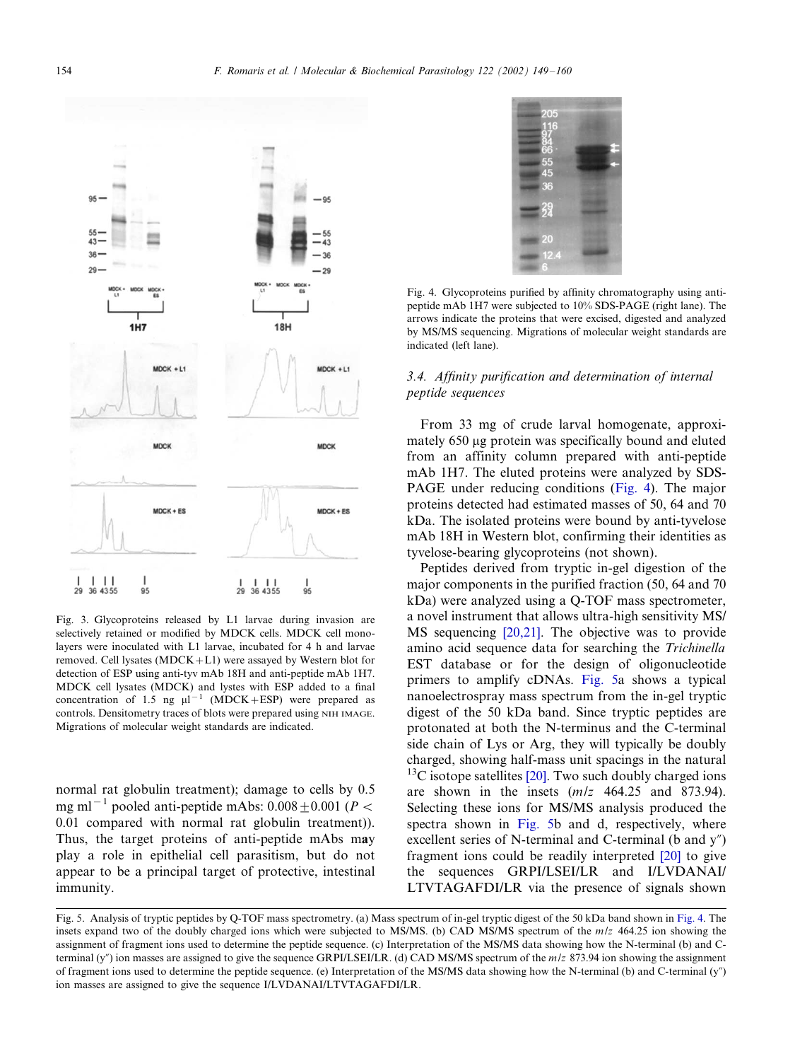Fig. 3. Glycoproteins released by L1 larvae during invasion are selectively retained or modified by MDCK cells. MDCK cell monolayers were inoculated with L1 larvae, incubated for 4 h and larvae removed. Cell lysates (MDCK+L1) were assayed by Western blot for detection of ESP using anti-tyv mAb 18H and anti-peptide mAb 1H7. MDCK cell lysates (MDCK) and lystes with ESP added to a final concentration of 1.5 ng μl$^{-1}$ (MDCK+ESP) were prepared as controls. Densitometry traces of blots were prepared using NIH IMAGE. Migrations of molecular weight standards are indicated.

normal rat globulin treatment); damage to cells by 0.5 mg ml$^{-1}$ pooled anti-peptide mAbs: 0.008±0.001 ($P <$ 0.01 compared with normal rat globulin treatment)). Thus, the target proteins of anti-peptide mAbs may play a role in epithelial cell parasitism, but do not appear to be a principal target of protective, intestinal immunity.

Fig. 4. Glycoproteins purified by affinity chromatography using anti-peptide mAb 1H7 were subjected to 10% SDS-PAGE (right lane). The arrows indicate the proteins that were excised, digested and analyzed by MS/MS sequencing. Migrations of molecular weight standards are indicated (left lane).

### 3.4. Affinity purification and determination of internal peptide sequences

From 33 mg of crude larval homogenate, approximately 650 μg protein was specifically bound and eluted from an affinity column prepared with anti-peptide mAb 1H7. The eluted proteins were analyzed by SDS-PAGE under reducing conditions (Fig. 4). The major proteins detected had estimated masses of 50, 64 and 70 kDa. The isolated proteins were bound by anti-tyvelose mAb 18H in Western blot, confirming their identities as tyvelose-bearing glycoproteins (not shown).

Peptides derived from tryptic in-gel digestion of the major components in the purified fraction (50, 64 and 70 kDa) were analyzed using a Q-TOF mass spectrometer, a novel instrument that allows ultra-high sensitivity MS/MS sequencing [20,21]. The objective was to provide amino acid sequence data for searching the *Trichinella* EST database or for the design of oligonucleotide primers to amplify cDNAs. Fig. 5a shows a typical nanoelectrospray mass spectrum from the in-gel tryptic digest of the 50 kDa band. Since tryptic peptides are protonated at both the N-terminus and the C-terminal side chain of Lys or Arg, they will typically be doubly charged, showing half-mass unit spacings in the natural $^{13}$C isotope satellites [20]. Two such doubly charged ions are shown in the insets ($m/z$ 464.25 and 873.94). Selecting these ions for MS/MS analysis produced the spectra shown in Fig. 5b and d, respectively, where excellent series of N-terminal and C-terminal (b and y″) fragment ions could be readily interpreted [20] to give the sequences GRPI/LSEI/LR and I/LVDANAI/LTVTAGAFDI/LR via the presence of signals shown

Fig. 5. Analysis of tryptic peptides by Q-TOF mass spectrometry. (a) Mass spectrum of in-gel tryptic digest of the 50 kDa band shown in Fig. 4. The insets expand two of the doubly charged ions which were subjected to MS/MS. (b) CAD MS/MS spectrum of the $m/z$ 464.25 ion showing the assignment of fragment ions used to determine the peptide sequence. (c) Interpretation of the MS/MS data showing how the N-terminal (b) and C-terminal (y″) ion masses are assigned to give the sequence GRPI/LSEI/LR. (d) CAD MS/MS spectrum of the $m/z$ 873.94 ion showing the assignment of fragment ions used to determine the peptide sequence. (e) Interpretation of the MS/MS data showing how the N-terminal (b) and C-terminal (y″) ion masses are assigned to give the sequence I/LVDANAI/LTVTAGAFDI/LR.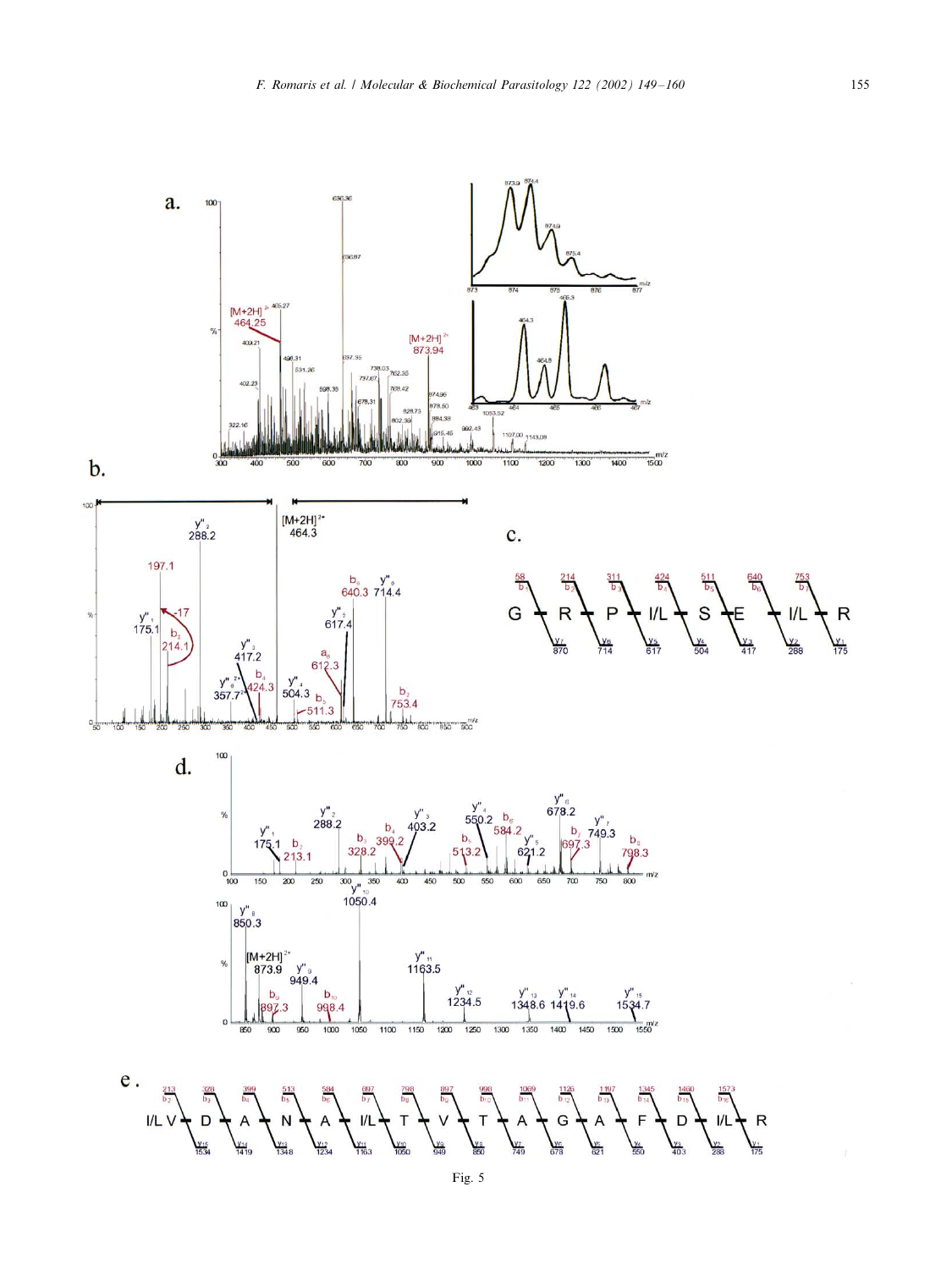Fig. 5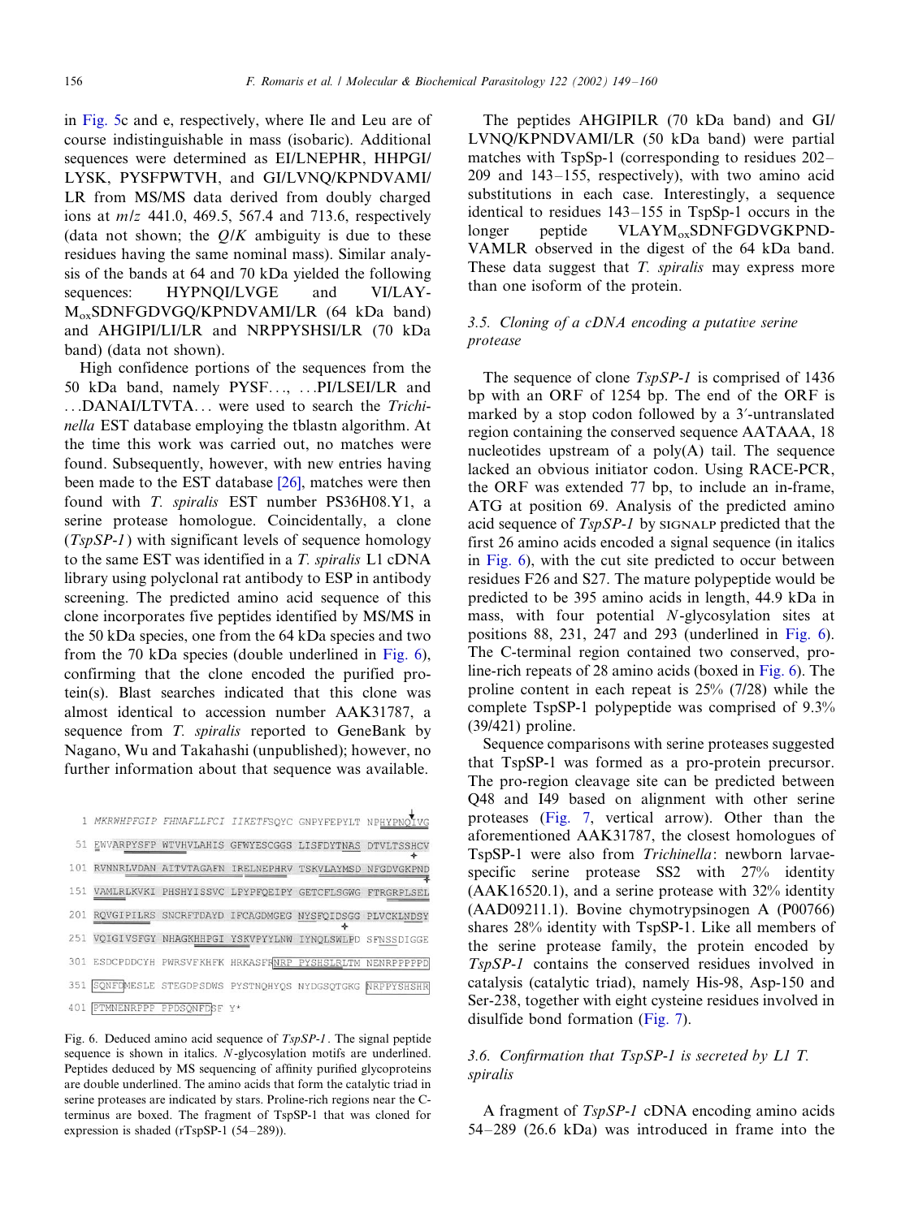in Fig. 5c and e, respectively, where Ile and Leu are of course indistinguishable in mass (isobaric). Additional sequences were determined as EI/LNEPHR, HHPGI/LYSK, PYSFPWTVH, and GI/LVNQ/KPNDVAMI/LR from MS/MS data derived from doubly charged ions at $m/z$ 441.0, 469.5, 567.4 and 713.6, respectively (data not shown; the $Q/K$ ambiguity is due to these residues having the same nominal mass). Similar analysis of the bands at 64 and 70 kDa yielded the following sequences: HYPNQI/LVGE and VI/LAYM$_{ox}$SDNFGDVGQ/KPNDVAMI/LR (64 kDa band) and AHGIPI/LI/LR and NRPPYSHSI/LR (70 kDa band) (data not shown).

High confidence portions of the sequences from the 50 kDa band, namely PYSF..., ...PI/LSEI/LR and ...DANAI/LTVTA... were used to search the *Trichinella* EST database employing the tblastn algorithm. At the time this work was carried out, no matches were found. Subsequently, however, with new entries having been made to the EST database [26], matches were then found with *T. spiralis* EST number PS36H08.Y1, a serine protease homologue. Coincidentally, a clone (*TspSP-1*) with significant levels of sequence homology to the same EST was identified in a *T. spiralis* L1 cDNA library using polyclonal rat antibody to ESP in antibody screening. The predicted amino acid sequence of this clone incorporates five peptides identified by MS/MS in the 50 kDa species, one from the 64 kDa species and two from the 70 kDa species (double underlined in Fig. 6), confirming that the clone encoded the purified protein(s). Blast searches indicated that this clone was almost identical to accession number AAK31787, a sequence from *T. spiralis* reported to GeneBank by Nagano, Wu and Takahashi (unpublished); however, no further information about that sequence was available.

```
  1 MKRWHPFGIP FHNAFLLFCI IIKETFSQYC GNPYFEPYLT NPHYPNQIVG
 51 EWVARPYSFP WTVHVLAHIS GFWYESCGGS LISFDYTNAS DTVLTSSHCV
101 RVNNRLVDAN AITVTAGAFN IRELNEPHRV TSKVLAYMSD NFGDVGKPND
151 VAMLRLKVKI PHSHYISSVC LPYPFQEIPY GETCFLSGWG FTRGRPLSEL
201 RQVGIPILRS SNCRFTDAYD IFCAGDMGEG NYSFQIDSGG PLVCKLNDSY
251 VQIGIVSFGY NHAGKHHPGI YSKVPYYLNW IYNQLSWLPD SFNSSDIGGE
301 ESDCPDDCYH PWRSVFKHFK HRKASFNRP PYSHSLRLTM NENRPPPPPD
351 SQNFDMESLE STEGDPSDWS PYSTNQHYQS NYDGSQTGKG NRPPYSHSHR
401 PTMNENRPPP PPDSQNFDSF Y*
```

Fig. 6. Deduced amino acid sequence of *TspSP-1*. The signal peptide sequence is shown in italics. *N*-glycosylation motifs are underlined. Peptides deduced by MS sequencing of affinity purified glycoproteins are double underlined. The amino acids that form the catalytic triad in serine proteases are indicated by stars. Proline-rich regions near the C-terminus are boxed. The fragment of TspSP-1 that was cloned for expression is shaded (rTspSP-1 (54–289)).

The peptides AHGIPILR (70 kDa band) and GI/LVNQ/KPNDVAMI/LR (50 kDa band) were partial matches with TspSp-1 (corresponding to residues 202–209 and 143–155, respectively), with two amino acid substitutions in each case. Interestingly, a sequence identical to residues 143–155 in TspSp-1 occurs in the longer peptide VLAYM$_{ox}$SDNFGDVGKPNDVAMLR observed in the digest of the 64 kDa band. These data suggest that *T. spiralis* may express more than one isoform of the protein.

### 3.5. Cloning of a cDNA encoding a putative serine protease

The sequence of clone *TspSP-1* is comprised of 1436 bp with an ORF of 1254 bp. The end of the ORF is marked by a stop codon followed by a 3′-untranslated region containing the conserved sequence AATAAA, 18 nucleotides upstream of a poly(A) tail. The sequence lacked an obvious initiator codon. Using RACE-PCR, the ORF was extended 77 bp, to include an in-frame, ATG at position 69. Analysis of the predicted amino acid sequence of *TspSP-1* by SIGNALP predicted that the first 26 amino acids encoded a signal sequence (in italics in Fig. 6), with the cut site predicted to occur between residues F26 and S27. The mature polypeptide would be predicted to be 395 amino acids in length, 44.9 kDa in mass, with four potential *N*-glycosylation sites at positions 88, 231, 247 and 293 (underlined in Fig. 6). The C-terminal region contained two conserved, proline-rich repeats of 28 amino acids (boxed in Fig. 6). The proline content in each repeat is 25% (7/28) while the complete TspSP-1 polypeptide was comprised of 9.3% (39/421) proline.

Sequence comparisons with serine proteases suggested that TspSP-1 was formed as a pro-protein precursor. The pro-region cleavage site can be predicted between Q48 and I49 based on alignment with other serine proteases (Fig. 7, vertical arrow). Other than the aforementioned AAK31787, the closest homologues of TspSP-1 were also from *Trichinella*: newborn larvae-specific serine protease SS2 with 27% identity (AAK16520.1), and a serine protease with 32% identity (AAD09211.1). Bovine chymotrypsinogen A (P00766) shares 28% identity with TspSP-1. Like all members of the serine protease family, the protein encoded by *TspSP-1* contains the conserved residues involved in catalysis (catalytic triad), namely His-98, Asp-150 and Ser-238, together with eight cysteine residues involved in disulfide bond formation (Fig. 7).

### 3.6. Confirmation that TspSP-1 is secreted by L1 *T. spiralis*

A fragment of *TspSP-1* cDNA encoding amino acids 54–289 (26.6 kDa) was introduced in frame into the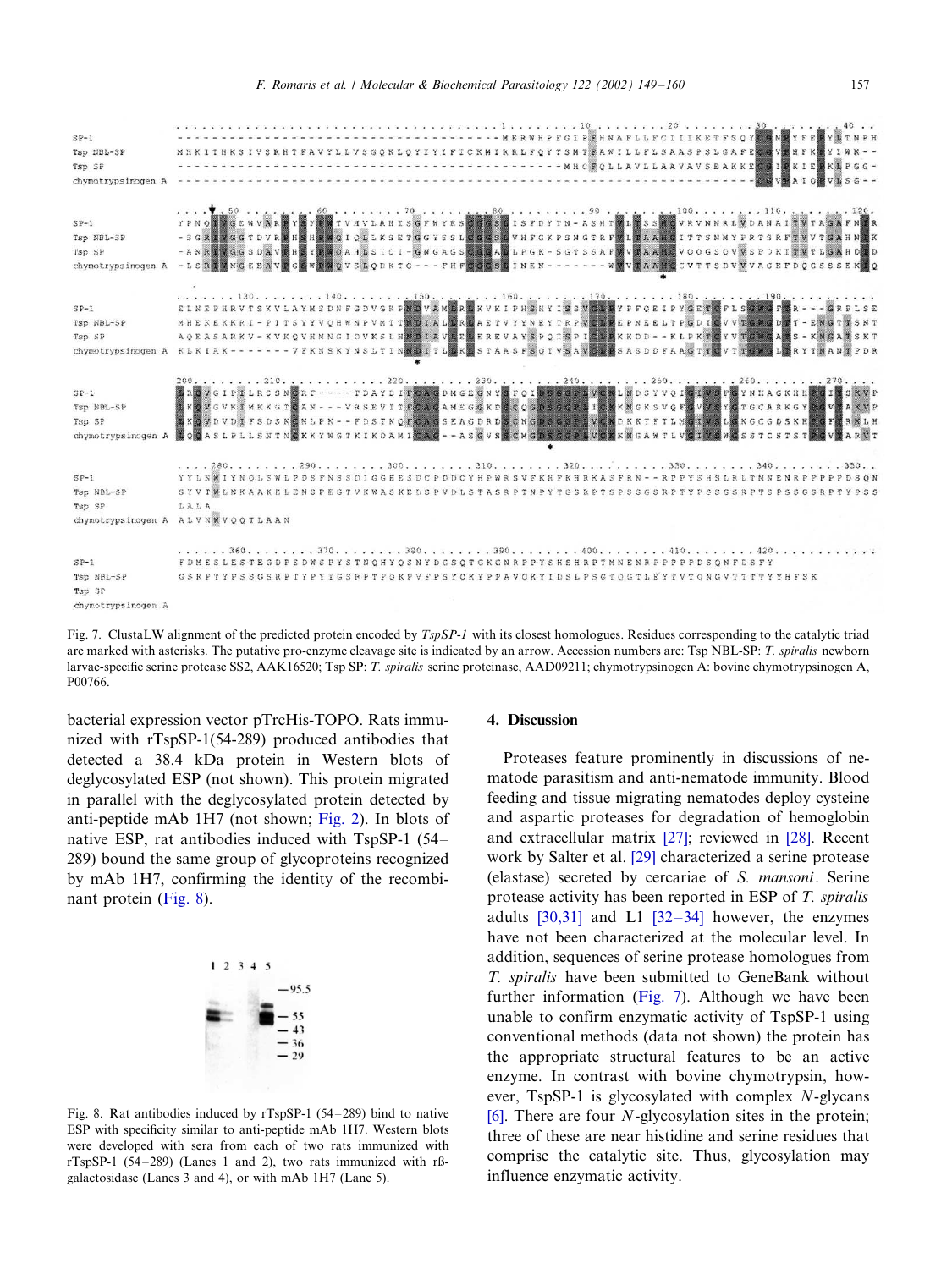Fig. 7. ClustaLW alignment of the predicted protein encoded by *TspSP-1* with its closest homologues. Residues corresponding to the catalytic triad are marked with asterisks. The putative pro-enzyme cleavage site is indicated by an arrow. Accession numbers are: Tsp NBL-SP: *T. spiralis* newborn larvae-specific serine protease SS2, AAK16520; Tsp SP: *T. spiralis* serine proteinase, AAD09211; chymotrypsinogen A: bovine chymotrypsinogen A, P00766.

bacterial expression vector pTrcHis-TOPO. Rats immunized with rTspSP-1(54-289) produced antibodies that detected a 38.4 kDa protein in Western blots of deglycosylated ESP (not shown). This protein migrated in parallel with the deglycosylated protein detected by anti-peptide mAb 1H7 (not shown; Fig. 2). In blots of native ESP, rat antibodies induced with TspSP-1 (54–289) bound the same group of glycoproteins recognized by mAb 1H7, confirming the identity of the recombinant protein (Fig. 8).

Fig. 8. Rat antibodies induced by rTspSP-1 (54–289) bind to native ESP with specificity similar to anti-peptide mAb 1H7. Western blots were developed with sera from each of two rats immunized with rTspSP-1 (54–289) (Lanes 1 and 2), two rats immunized with rß-galactosidase (Lanes 3 and 4), or with mAb 1H7 (Lane 5).

## 4. Discussion

Proteases feature prominently in discussions of nematode parasitism and anti-nematode immunity. Blood feeding and tissue migrating nematodes deploy cysteine and aspartic proteases for degradation of hemoglobin and extracellular matrix [27]; reviewed in [28]. Recent work by Salter et al. [29] characterized a serine protease (elastase) secreted by cercariae of *S. mansoni*. Serine protease activity has been reported in ESP of *T. spiralis* adults [30,31] and L1 [32–34] however, the enzymes have not been characterized at the molecular level. In addition, sequences of serine protease homologues from *T. spiralis* have been submitted to GeneBank without further information (Fig. 7). Although we have been unable to confirm enzymatic activity of TspSP-1 using conventional methods (data not shown) the protein has the appropriate structural features to be an active enzyme. In contrast with bovine chymotrypsin, however, TspSP-1 is glycosylated with complex *N*-glycans [6]. There are four *N*-glycosylation sites in the protein; three of these are near histidine and serine residues that comprise the catalytic site. Thus, glycosylation may influence enzymatic activity.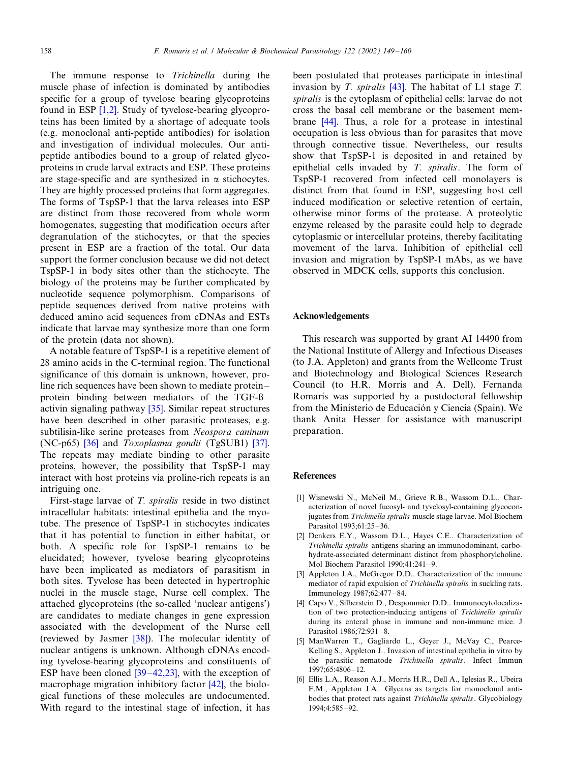The immune response to *Trichinella* during the muscle phase of infection is dominated by antibodies specific for a group of tyvelose bearing glycoproteins found in ESP [1,2]. Study of tyvelose-bearing glycoproteins has been limited by a shortage of adequate tools (e.g. monoclonal anti-peptide antibodies) for isolation and investigation of individual molecules. Our anti-peptide antibodies bound to a group of related glycoproteins in crude larval extracts and ESP. These proteins are stage-specific and are synthesized in α stichocytes. They are highly processed proteins that form aggregates. The forms of TspSP-1 that the larva releases into ESP are distinct from those recovered from whole worm homogenates, suggesting that modification occurs after degranulation of the stichocytes, or that the species present in ESP are a fraction of the total. Our data support the former conclusion because we did not detect TspSP-1 in body sites other than the stichocyte. The biology of the proteins may be further complicated by nucleotide sequence polymorphism. Comparisons of peptide sequences derived from native proteins with deduced amino acid sequences from cDNAs and ESTs indicate that larvae may synthesize more than one form of the protein (data not shown).

A notable feature of TspSP-1 is a repetitive element of 28 amino acids in the C-terminal region. The functional significance of this domain is unknown, however, proline rich sequences have been shown to mediate protein–protein binding between mediators of the TGF-ß–activin signaling pathway [35]. Similar repeat structures have been described in other parasitic proteases, e.g. subtilisin-like serine proteases from *Neospora caninum* (NC-p65) [36] and *Toxoplasma gondii* (TgSUB1) [37]. The repeats may mediate binding to other parasite proteins, however, the possibility that TspSP-1 may interact with host proteins via proline-rich repeats is an intriguing one.

First-stage larvae of *T. spiralis* reside in two distinct intracellular habitats: intestinal epithelia and the myotube. The presence of TspSP-1 in stichocytes indicates that it has potential to function in either habitat, or both. A specific role for TspSP-1 remains to be elucidated; however, tyvelose bearing glycoproteins have been implicated as mediators of parasitism in both sites. Tyvelose has been detected in hypertrophic nuclei in the muscle stage, Nurse cell complex. The attached glycoproteins (the so-called 'nuclear antigens') are candidates to mediate changes in gene expression associated with the development of the Nurse cell (reviewed by Jasmer [38]). The molecular identity of nuclear antigens is unknown. Although cDNAs encoding tyvelose-bearing glycoproteins and constituents of ESP have been cloned [39–42,23], with the exception of macrophage migration inhibitory factor [42], the biological functions of these molecules are undocumented. With regard to the intestinal stage of infection, it has been postulated that proteases participate in intestinal invasion by *T. spiralis* [43]. The habitat of L1 stage *T. spiralis* is the cytoplasm of epithelial cells; larvae do not cross the basal cell membrane or the basement membrane [44]. Thus, a role for a protease in intestinal occupation is less obvious than for parasites that move through connective tissue. Nevertheless, our results show that TspSP-1 is deposited in and retained by epithelial cells invaded by *T. spiralis*. The form of TspSP-1 recovered from infected cell monolayers is distinct from that found in ESP, suggesting host cell induced modification or selective retention of certain, otherwise minor forms of the protease. A proteolytic enzyme released by the parasite could help to degrade cytoplasmic or intercellular proteins, thereby facilitating movement of the larva. Inhibition of epithelial cell invasion and migration by TspSP-1 mAbs, as we have observed in MDCK cells, supports this conclusion.

## Acknowledgements

This research was supported by grant AI 14490 from the National Institute of Allergy and Infectious Diseases (to J.A. Appleton) and grants from the Wellcome Trust and Biotechnology and Biological Sciences Research Council (to H.R. Morris and A. Dell). Fernanda Romarís was supported by a postdoctoral fellowship from the Ministerio de Educación y Ciencia (Spain). We thank Anita Hesser for assistance with manuscript preparation.

## References

[1] Wisnewski N., McNeil M., Grieve R.B., Wassom D.L.. Characterization of novel fucosyl- and tyvelosyl-containing glycoconjugates from *Trichinella spiralis* muscle stage larvae. Mol Biochem Parasitol 1993;61:25–36.

[2] Denkers E.Y., Wassom D.L., Hayes C.E.. Characterization of *Trichinella spiralis* antigens sharing an immunodominant, carbohydrate-associated determinant distinct from phosphorylcholine. Mol Biochem Parasitol 1990;41:241–9.

[3] Appleton J.A., McGregor D.D.. Characterization of the immune mediator of rapid expulsion of *Trichinella spiralis* in suckling rats. Immunology 1987;62:477–84.

[4] Capo V., Silberstein D., Despommier D.D.. Immunocytolocalization of two protection-inducing antigens of *Trichinella spiralis* during its enteral phase in immune and non-immune mice. J Parasitol 1986;72:931–8.

[5] ManWarren T., Gagliardo L., Geyer J., McVay C., Pearce-Kelling S., Appleton J.. Invasion of intestinal epithelia in vitro by the parasitic nematode *Trichinella spiralis*. Infect Immun 1997;65:4806–12.

[6] Ellis L.A., Reason A.J., Morris H.R., Dell A., Iglesias R., Ubeira F.M., Appleton J.A.. Glycans as targets for monoclonal antibodies that protect rats against *Trichinella spiralis*. Glycobiology 1994;4:585–92.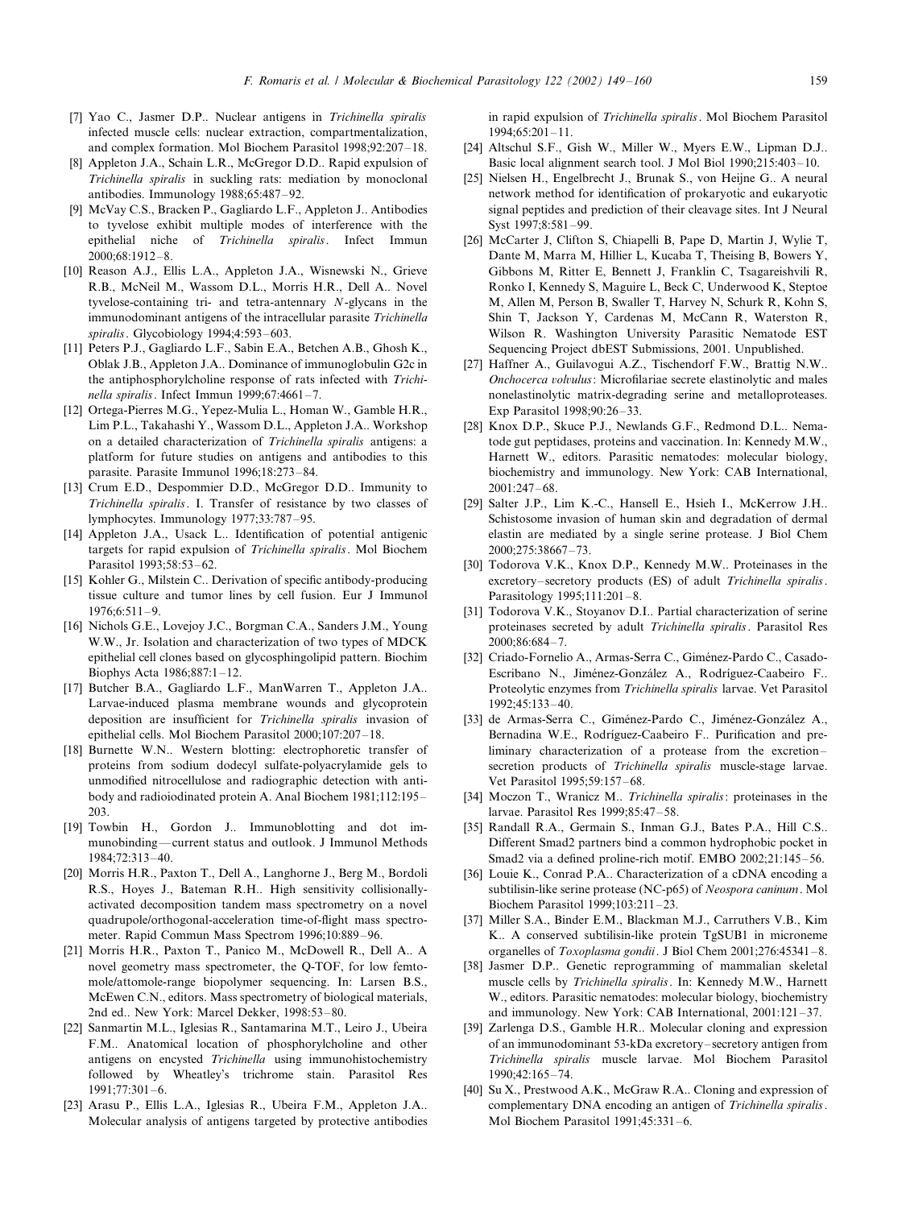[7] Yao C., Jasmer D.P.. Nuclear antigens in *Trichinella spiralis* infected muscle cells: nuclear extraction, compartmentalization, and complex formation. Mol Biochem Parasitol 1998;92:207–18.

[8] Appleton J.A., Schain L.R., McGregor D.D.. Rapid expulsion of *Trichinella spiralis* in suckling rats: mediation by monoclonal antibodies. Immunology 1988;65:487–92.

[9] McVay C.S., Bracken P., Gagliardo L.F., Appleton J.. Antibodies to tyvelose exhibit multiple modes of interference with the epithelial niche of *Trichinella spiralis*. Infect Immun 2000;68:1912–8.

[10] Reason A.J., Ellis L.A., Appleton J.A., Wisnewski N., Grieve R.B., McNeil M., Wassom D.L., Morris H.R., Dell A.. Novel tyvelose-containing tri- and tetra-antennary *N*-glycans in the immunodominant antigens of the intracellular parasite *Trichinella spiralis*. Glycobiology 1994;4:593–603.

[11] Peters P.J., Gagliardo L.F., Sabin E.A., Betchen A.B., Ghosh K., Oblak J.B., Appleton J.A.. Dominance of immunoglobulin G2c in the antiphosphorylcholine response of rats infected with *Trichinella spiralis*. Infect Immun 1999;67:4661–7.

[12] Ortega-Pierres M.G., Yepez-Mulia L., Homan W., Gamble H.R., Lim P.L., Takahashi Y., Wassom D.L., Appleton J.A.. Workshop on a detailed characterization of *Trichinella spiralis* antigens: a platform for future studies on antigens and antibodies to this parasite. Parasite Immunol 1996;18:273–84.

[13] Crum E.D., Despommier D.D., McGregor D.D.. Immunity to *Trichinella spiralis*. I. Transfer of resistance by two classes of lymphocytes. Immunology 1977;33:787–95.

[14] Appleton J.A., Usack L.. Identification of potential antigenic targets for rapid expulsion of *Trichinella spiralis*. Mol Biochem Parasitol 1993;58:53–62.

[15] Kohler G., Milstein C.. Derivation of specific antibody-producing tissue culture and tumor lines by cell fusion. Eur J Immunol 1976;6:511–9.

[16] Nichols G.E., Lovejoy J.C., Borgman C.A., Sanders J.M., Young W.W., Jr. Isolation and characterization of two types of MDCK epithelial cell clones based on glycosphingolipid pattern. Biochim Biophys Acta 1986;887:1–12.

[17] Butcher B.A., Gagliardo L.F., ManWarren T., Appleton J.A.. Larvae-induced plasma membrane wounds and glycoprotein deposition are insufficient for *Trichinella spiralis* invasion of epithelial cells. Mol Biochem Parasitol 2000;107:207–18.

[18] Burnette W.N.. Western blotting: electrophoretic transfer of proteins from sodium dodecyl sulfate-polyacrylamide gels to unmodified nitrocellulose and radiographic detection with antibody and radioiodinated protein A. Anal Biochem 1981;112:195–203.

[19] Towbin H., Gordon J.. Immunoblotting and dot immunobinding—current status and outlook. J Immunol Methods 1984;72:313–40.

[20] Morris H.R., Paxton T., Dell A., Langhorne J., Berg M., Bordoli R.S., Hoyes J., Bateman R.H.. High sensitivity collisionally-activated decomposition tandem mass spectrometry on a novel quadrupole/orthogonal-acceleration time-of-flight mass spectrometer. Rapid Commun Mass Spectrom 1996;10:889–96.

[21] Morris H.R., Paxton T., Panico M., McDowell R., Dell A.. A novel geometry mass spectrometer, the Q-TOF, for low femtomole/attomole-range biopolymer sequencing. In: Larsen B.S., McEwen C.N., editors. Mass spectrometry of biological materials, 2nd ed.. New York: Marcel Dekker, 1998:53–80.

[22] Sanmartin M.L., Iglesias R., Santamarina M.T., Leiro J., Ubeira F.M.. Anatomical location of phosphorylcholine and other antigens on encysted *Trichinella* using immunohistochemistry followed by Wheatley's trichrome stain. Parasitol Res 1991;77:301–6.

[23] Arasu P., Ellis L.A., Iglesias R., Ubeira F.M., Appleton J.A.. Molecular analysis of antigens targeted by protective antibodies in rapid expulsion of *Trichinella spiralis*. Mol Biochem Parasitol 1994;65:201–11.

[24] Altschul S.F., Gish W., Miller W., Myers E.W., Lipman D.J.. Basic local alignment search tool. J Mol Biol 1990;215:403–10.

[25] Nielsen H., Engelbrecht J., Brunak S., von Heijne G.. A neural network method for identification of prokaryotic and eukaryotic signal peptides and prediction of their cleavage sites. Int J Neural Syst 1997;8:581–99.

[26] McCarter J, Clifton S, Chiapelli B, Pape D, Martin J, Wylie T, Dante M, Marra M, Hillier L, Kucaba T, Theising B, Bowers Y, Gibbons M, Ritter E, Bennett J, Franklin C, Tsagareishvili R, Ronko I, Kennedy S, Maguire L, Beck C, Underwood K, Steptoe M, Allen M, Person B, Swaller T, Harvey N, Schurk R, Kohn S, Shin T, Jackson Y, Cardenas M, McCann R, Waterston R, Wilson R. Washington University Parasitic Nematode EST Sequencing Project dbEST Submissions, 2001. Unpublished.

[27] Haffner A., Guilavogui A.Z., Tischendorf F.W., Brattig N.W.. *Onchocerca volvulus*: Microfilariae secrete elastinolytic and males nonelastinolytic matrix-degrading serine and metalloproteases. Exp Parasitol 1998;90:26–33.

[28] Knox D.P., Skuce P.J., Newlands G.F., Redmond D.L.. Nematode gut peptidases, proteins and vaccination. In: Kennedy M.W., Harnett W., editors. Parasitic nematodes: molecular biology, biochemistry and immunology. New York: CAB International, 2001:247–68.

[29] Salter J.P., Lim K.-C., Hansell E., Hsieh I., McKerrow J.H.. Schistosome invasion of human skin and degradation of dermal elastin are mediated by a single serine protease. J Biol Chem 2000;275:38667–73.

[30] Todorova V.K., Knox D.P., Kennedy M.W.. Proteinases in the excretory–secretory products (ES) of adult *Trichinella spiralis*. Parasitology 1995;111:201–8.

[31] Todorova V.K., Stoyanov D.I.. Partial characterization of serine proteinases secreted by adult *Trichinella spiralis*. Parasitol Res 2000;86:684–7.

[32] Criado-Fornelio A., Armas-Serra C., Giménez-Pardo C., Casado-Escribano N., Jiménez-González A., Rodríguez-Caabeiro F.. Proteolytic enzymes from *Trichinella spiralis* larvae. Vet Parasitol 1992;45:133–40.

[33] de Armas-Serra C., Giménez-Pardo C., Jiménez-González A., Bernadina W.E., Rodríguez-Caabeiro F.. Purification and preliminary characterization of a protease from the excretion–secretion products of *Trichinella spiralis* muscle-stage larvae. Vet Parasitol 1995;59:157–68.

[34] Moczon T., Wranicz M.. *Trichinella spiralis*: proteinases in the larvae. Parasitol Res 1999;85:47–58.

[35] Randall R.A., Germain S., Inman G.J., Bates P.A., Hill C.S.. Different Smad2 partners bind a common hydrophobic pocket in Smad2 via a defined proline-rich motif. EMBO 2002;21:145–56.

[36] Louie K., Conrad P.A.. Characterization of a cDNA encoding a subtilisin-like serine protease (NC-p65) of *Neospora caninum*. Mol Biochem Parasitol 1999;103:211–23.

[37] Miller S.A., Binder E.M., Blackman M.J., Carruthers V.B., Kim K.. A conserved subtilisin-like protein TgSUB1 in microneme organelles of *Toxoplasma gondii*. J Biol Chem 2001;276:45341–8.

[38] Jasmer D.P.. Genetic reprogramming of mammalian skeletal muscle cells by *Trichinella spiralis*. In: Kennedy M.W., Harnett W., editors. Parasitic nematodes: molecular biology, biochemistry and immunology. New York: CAB International, 2001:121–37.

[39] Zarlenga D.S., Gamble H.R.. Molecular cloning and expression of an immunodominant 53-kDa excretory–secretory antigen from *Trichinella spiralis* muscle larvae. Mol Biochem Parasitol 1990;42:165–74.

[40] Su X., Prestwood A.K., McGraw R.A.. Cloning and expression of complementary DNA encoding an antigen of *Trichinella spiralis*. Mol Biochem Parasitol 1991;45:331–6.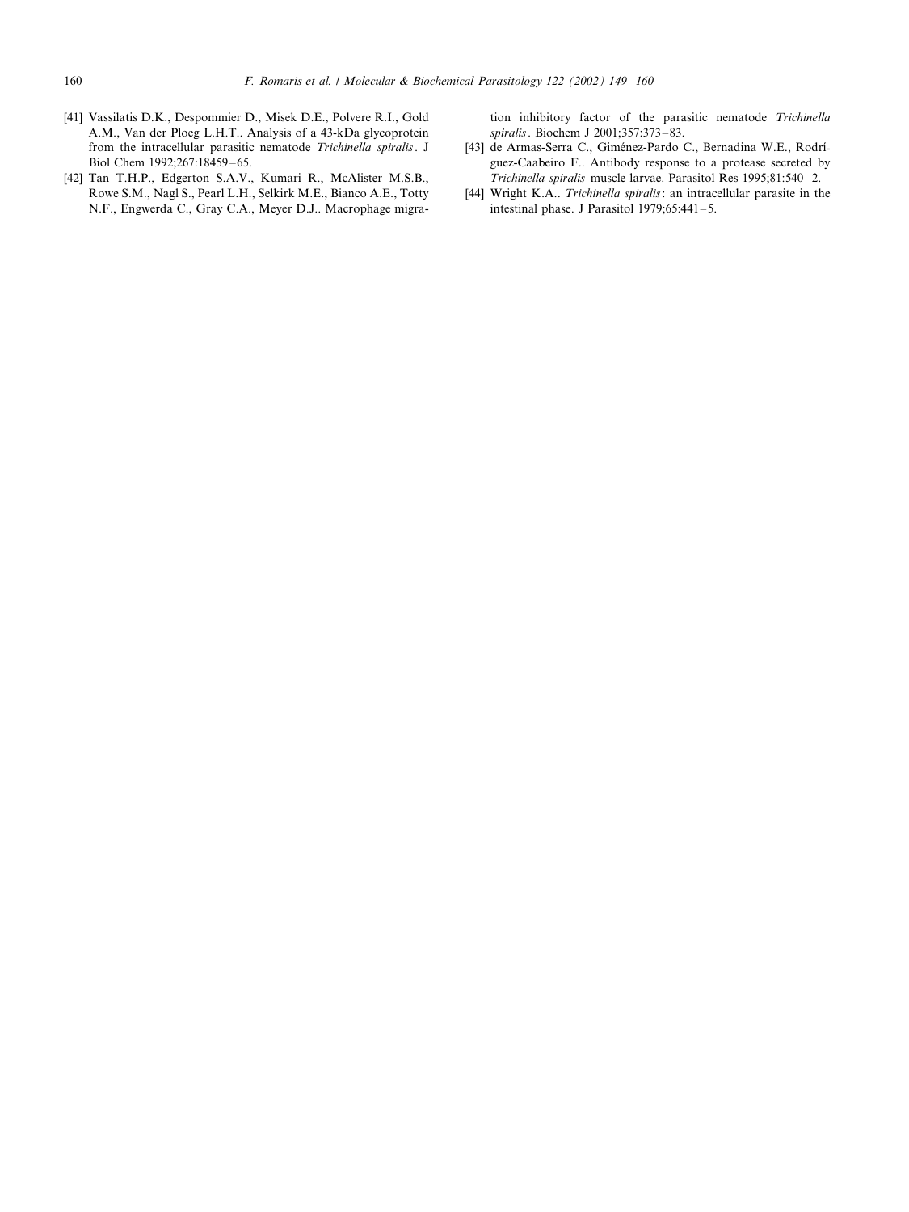[41] Vassilatis D.K., Despommier D., Misek D.E., Polvere R.I., Gold A.M., Van der Ploeg L.H.T.. Analysis of a 43-kDa glycoprotein from the intracellular parasitic nematode *Trichinella spiralis*. J Biol Chem 1992;267:18459–65.

[42] Tan T.H.P., Edgerton S.A.V., Kumari R., McAlister M.S.B., Rowe S.M., Nagl S., Pearl L.H., Selkirk M.E., Bianco A.E., Totty N.F., Engwerda C., Gray C.A., Meyer D.J.. Macrophage migration inhibitory factor of the parasitic nematode *Trichinella spiralis*. Biochem J 2001;357:373–83.

[43] de Armas-Serra C., Giménez-Pardo C., Bernadina W.E., Rodríguez-Caabeiro F.. Antibody response to a protease secreted by *Trichinella spiralis* muscle larvae. Parasitol Res 1995;81:540–2.

[44] Wright K.A.. *Trichinella spiralis*: an intracellular parasite in the intestinal phase. J Parasitol 1979;65:441–5.